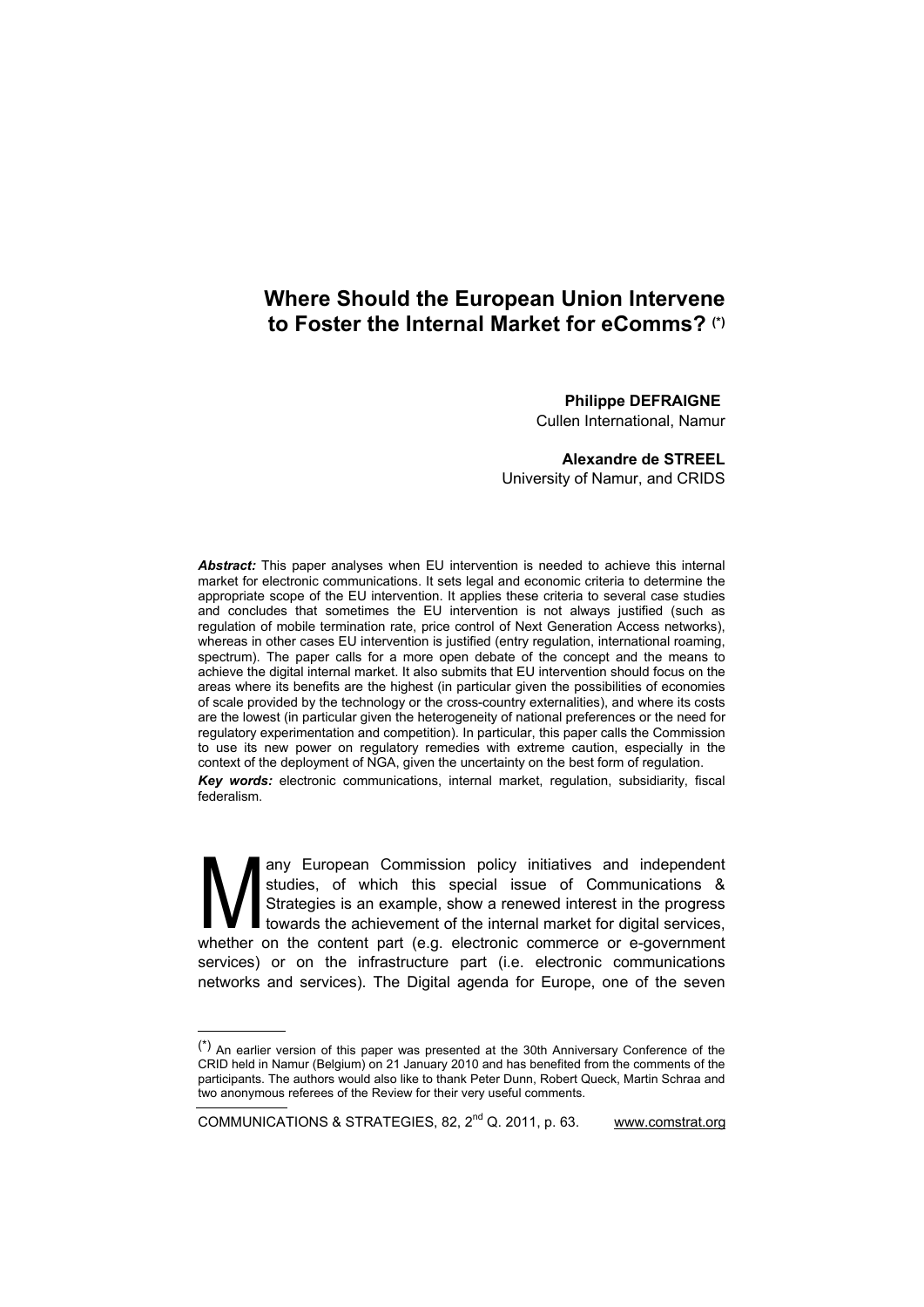# Where Should the European Union Intervene to Foster the Internal Market for eComms? (*)

**Philippe DEFRAIGNE**
Cullen International, Namur

**Alexandre de STREEL**
University of Namur, and CRIDS

***Abstract:*** This paper analyses when EU intervention is needed to achieve this internal market for electronic communications. It sets legal and economic criteria to determine the appropriate scope of the EU intervention. It applies these criteria to several case studies and concludes that sometimes the EU intervention is not always justified (such as regulation of mobile termination rate, price control of Next Generation Access networks), whereas in other cases EU intervention is justified (entry regulation, international roaming, spectrum). The paper calls for a more open debate of the concept and the means to achieve the digital internal market. It also submits that EU intervention should focus on the areas where its benefits are the highest (in particular given the possibilities of economies of scale provided by the technology or the cross-country externalities), and where its costs are the lowest (in particular given the heterogeneity of national preferences or the need for regulatory experimentation and competition). In particular, this paper calls the Commission to use its new power on regulatory remedies with extreme caution, especially in the context of the deployment of NGA, given the uncertainty on the best form of regulation.

***Key words:*** electronic communications, internal market, regulation, subsidiarity, fiscal federalism.

Many European Commission policy initiatives and independent studies, of which this special issue of Communications & Strategies is an example, show a renewed interest in the progress towards the achievement of the internal market for digital services, whether on the content part (e.g. electronic commerce or e-government services) or on the infrastructure part (i.e. electronic communications networks and services). The Digital agenda for Europe, one of the seven

(*) An earlier version of this paper was presented at the 30th Anniversary Conference of the CRID held in Namur (Belgium) on 21 January 2010 and has benefited from the comments of the participants. The authors would also like to thank Peter Dunn, Robert Queck, Martin Schraa and two anonymous referees of the Review for their very useful comments.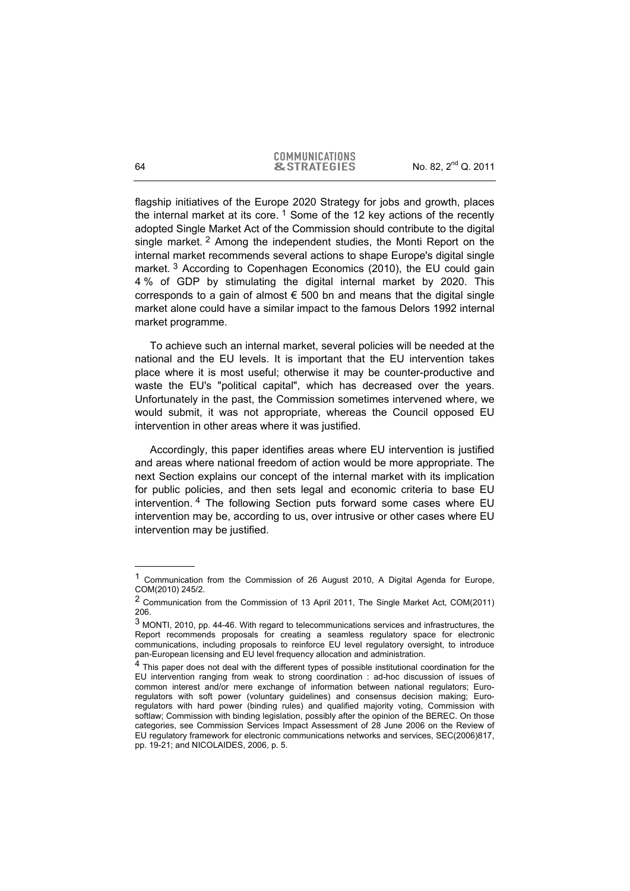flagship initiatives of the Europe 2020 Strategy for jobs and growth, places the internal market at its core. [1] Some of the 12 key actions of the recently adopted Single Market Act of the Commission should contribute to the digital single market. [2] Among the independent studies, the Monti Report on the internal market recommends several actions to shape Europe's digital single market. [3] According to Copenhagen Economics (2010), the EU could gain 4 % of GDP by stimulating the digital internal market by 2020. This corresponds to a gain of almost € 500 bn and means that the digital single market alone could have a similar impact to the famous Delors 1992 internal market programme.

To achieve such an internal market, several policies will be needed at the national and the EU levels. It is important that the EU intervention takes place where it is most useful; otherwise it may be counter-productive and waste the EU's "political capital", which has decreased over the years. Unfortunately in the past, the Commission sometimes intervened where, we would submit, it was not appropriate, whereas the Council opposed EU intervention in other areas where it was justified.

Accordingly, this paper identifies areas where EU intervention is justified and areas where national freedom of action would be more appropriate. The next Section explains our concept of the internal market with its implication for public policies, and then sets legal and economic criteria to base EU intervention. [4] The following Section puts forward some cases where EU intervention may be, according to us, over intrusive or other cases where EU intervention may be justified.

---

[1] Communication from the Commission of 26 August 2010, A Digital Agenda for Europe, COM(2010) 245/2.

[2] Communication from the Commission of 13 April 2011, The Single Market Act, COM(2011) 206.

[3] MONTI, 2010, pp. 44-46. With regard to telecommunications services and infrastructures, the Report recommends proposals for creating a seamless regulatory space for electronic communications, including proposals to reinforce EU level regulatory oversight, to introduce pan-European licensing and EU level frequency allocation and administration.

[4] This paper does not deal with the different types of possible institutional coordination for the EU intervention ranging from weak to strong coordination : ad-hoc discussion of issues of common interest and/or mere exchange of information between national regulators; Euro-regulators with soft power (voluntary guidelines) and consensus decision making; Euro-regulators with hard power (binding rules) and qualified majority voting, Commission with softlaw; Commission with binding legislation, possibly after the opinion of the BEREC. On those categories, see Commission Services Impact Assessment of 28 June 2006 on the Review of EU regulatory framework for electronic communications networks and services, SEC(2006)817, pp. 19-21; and NICOLAIDES, 2006, p. 5.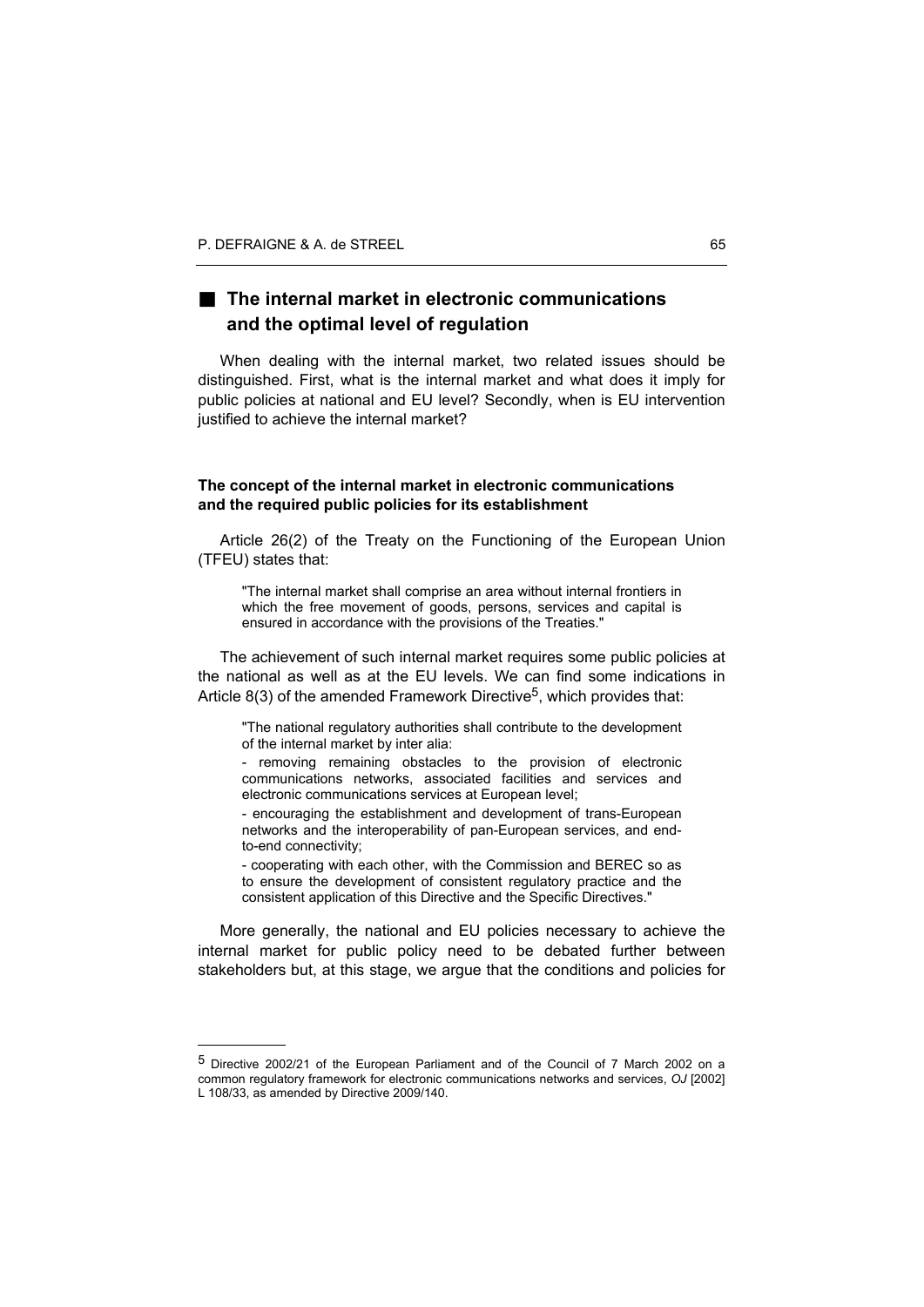## The internal market in electronic communications and the optimal level of regulation

When dealing with the internal market, two related issues should be distinguished. First, what is the internal market and what does it imply for public policies at national and EU level? Secondly, when is EU intervention justified to achieve the internal market?

### The concept of the internal market in electronic communications and the required public policies for its establishment

Article 26(2) of the Treaty on the Functioning of the European Union (TFEU) states that:

> "The internal market shall comprise an area without internal frontiers in which the free movement of goods, persons, services and capital is ensured in accordance with the provisions of the Treaties."

The achievement of such internal market requires some public policies at the national as well as at the EU levels. We can find some indications in Article 8(3) of the amended Framework Directive[5], which provides that:

> "The national regulatory authorities shall contribute to the development of the internal market by inter alia:
>
> - removing remaining obstacles to the provision of electronic communications networks, associated facilities and services and electronic communications services at European level;
>
> - encouraging the establishment and development of trans-European networks and the interoperability of pan-European services, and end-to-end connectivity;
>
> - cooperating with each other, with the Commission and BEREC so as to ensure the development of consistent regulatory practice and the consistent application of this Directive and the Specific Directives."

More generally, the national and EU policies necessary to achieve the internal market for public policy need to be debated further between stakeholders but, at this stage, we argue that the conditions and policies for

---

[5] Directive 2002/21 of the European Parliament and of the Council of 7 March 2002 on a common regulatory framework for electronic communications networks and services, *OJ* [2002] L 108/33, as amended by Directive 2009/140.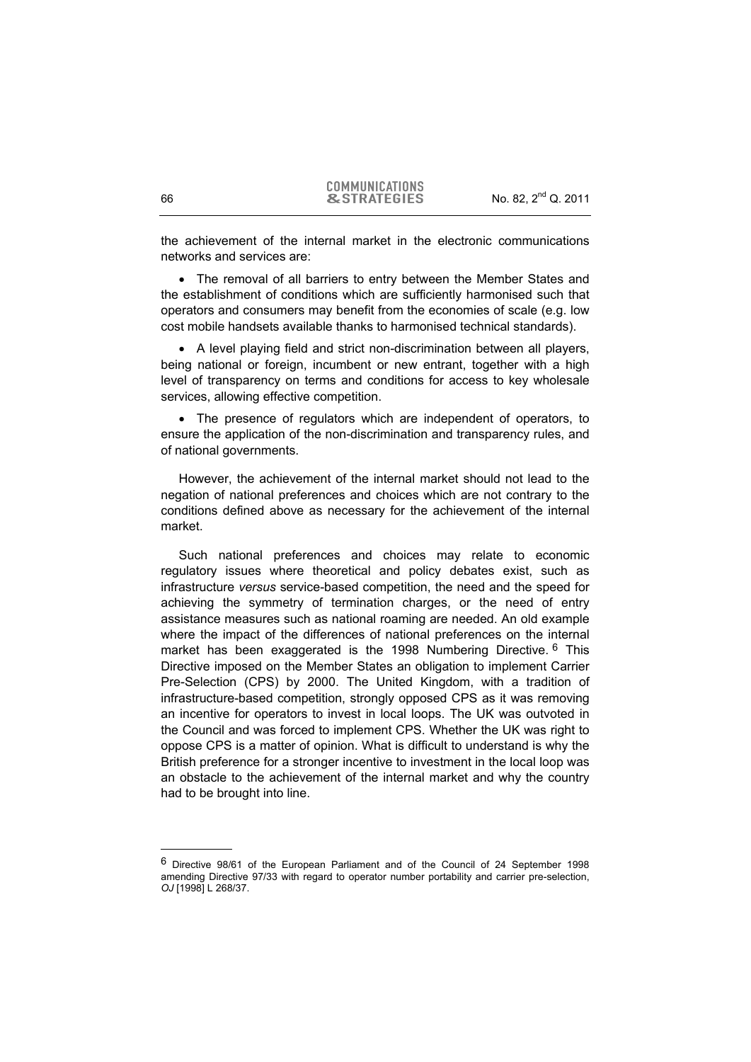the achievement of the internal market in the electronic communications networks and services are:

- The removal of all barriers to entry between the Member States and the establishment of conditions which are sufficiently harmonised such that operators and consumers may benefit from the economies of scale (e.g. low cost mobile handsets available thanks to harmonised technical standards).

- A level playing field and strict non-discrimination between all players, being national or foreign, incumbent or new entrant, together with a high level of transparency on terms and conditions for access to key wholesale services, allowing effective competition.

- The presence of regulators which are independent of operators, to ensure the application of the non-discrimination and transparency rules, and of national governments.

However, the achievement of the internal market should not lead to the negation of national preferences and choices which are not contrary to the conditions defined above as necessary for the achievement of the internal market.

Such national preferences and choices may relate to economic regulatory issues where theoretical and policy debates exist, such as infrastructure *versus* service-based competition, the need and the speed for achieving the symmetry of termination charges, or the need of entry assistance measures such as national roaming are needed. An old example where the impact of the differences of national preferences on the internal market has been exaggerated is the 1998 Numbering Directive.[6] This Directive imposed on the Member States an obligation to implement Carrier Pre-Selection (CPS) by 2000. The United Kingdom, with a tradition of infrastructure-based competition, strongly opposed CPS as it was removing an incentive for operators to invest in local loops. The UK was outvoted in the Council and was forced to implement CPS. Whether the UK was right to oppose CPS is a matter of opinion. What is difficult to understand is why the British preference for a stronger incentive to investment in the local loop was an obstacle to the achievement of the internal market and why the country had to be brought into line.

---

[6] Directive 98/61 of the European Parliament and of the Council of 24 September 1998 amending Directive 97/33 with regard to operator number portability and carrier pre-selection, *OJ* [1998] L 268/37.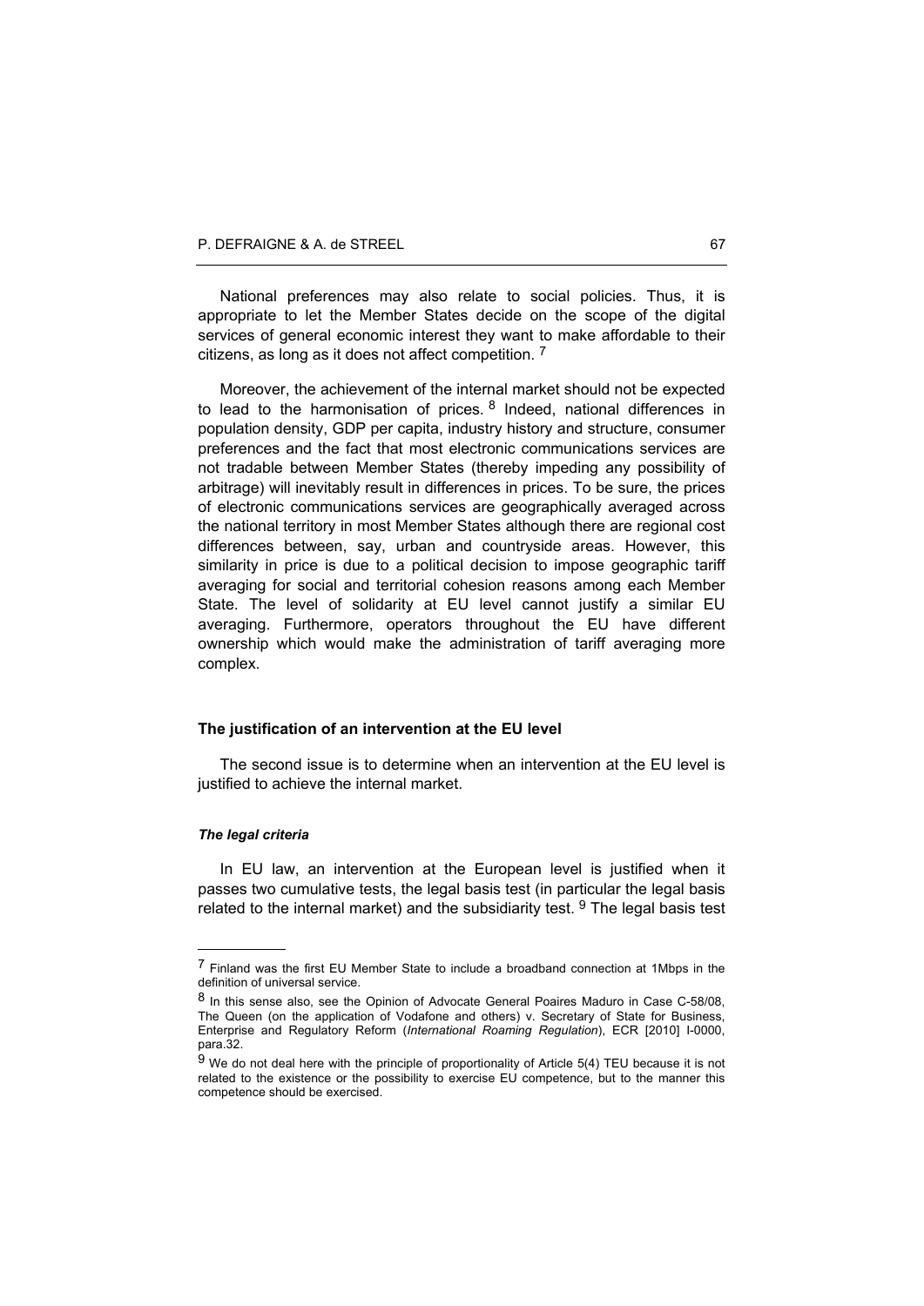National preferences may also relate to social policies. Thus, it is appropriate to let the Member States decide on the scope of the digital services of general economic interest they want to make affordable to their citizens, as long as it does not affect competition. [7]

Moreover, the achievement of the internal market should not be expected to lead to the harmonisation of prices. [8] Indeed, national differences in population density, GDP per capita, industry history and structure, consumer preferences and the fact that most electronic communications services are not tradable between Member States (thereby impeding any possibility of arbitrage) will inevitably result in differences in prices. To be sure, the prices of electronic communications services are geographically averaged across the national territory in most Member States although there are regional cost differences between, say, urban and countryside areas. However, this similarity in price is due to a political decision to impose geographic tariff averaging for social and territorial cohesion reasons among each Member State. The level of solidarity at EU level cannot justify a similar EU averaging. Furthermore, operators throughout the EU have different ownership which would make the administration of tariff averaging more complex.

### The justification of an intervention at the EU level

The second issue is to determine when an intervention at the EU level is justified to achieve the internal market.

#### *The legal criteria*

In EU law, an intervention at the European level is justified when it passes two cumulative tests, the legal basis test (in particular the legal basis related to the internal market) and the subsidiarity test. [9] The legal basis test

---

[7] Finland was the first EU Member State to include a broadband connection at 1Mbps in the definition of universal service.

[8] In this sense also, see the Opinion of Advocate General Poiares Maduro in Case C-58/08, The Queen (on the application of Vodafone and others) v. Secretary of State for Business, Enterprise and Regulatory Reform (*International Roaming Regulation*), ECR [2010] I-0000, para.32.

[9] We do not deal here with the principle of proportionality of Article 5(4) TEU because it is not related to the existence or the possibility to exercise EU competence, but to the manner this competence should be exercised.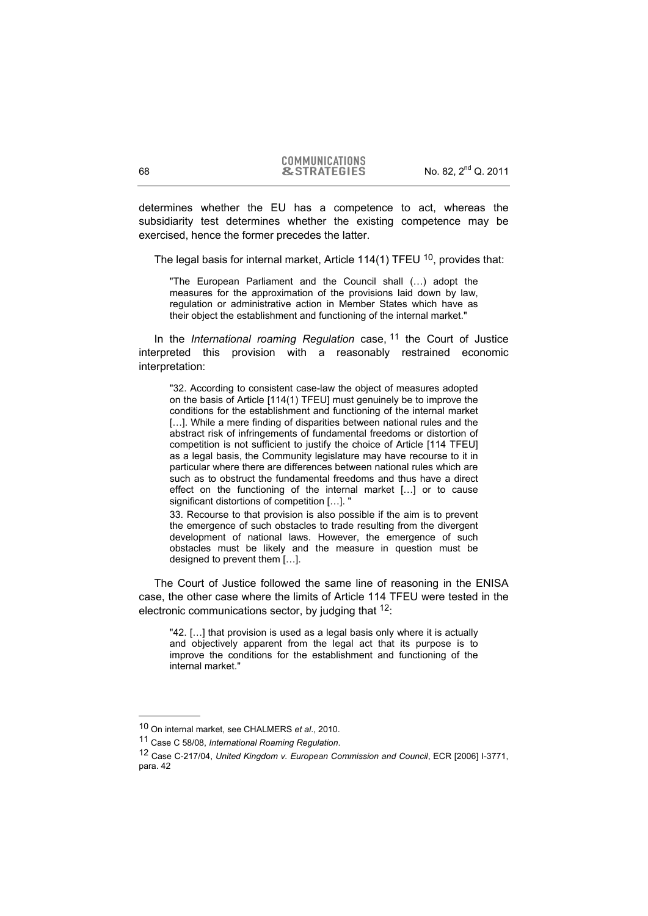determines whether the EU has a competence to act, whereas the subsidiarity test determines whether the existing competence may be exercised, hence the former precedes the latter.

The legal basis for internal market, Article 114(1) TFEU [10], provides that:

> "The European Parliament and the Council shall (…) adopt the measures for the approximation of the provisions laid down by law, regulation or administrative action in Member States which have as their object the establishment and functioning of the internal market."

In the *International roaming Regulation* case, [11] the Court of Justice interpreted this provision with a reasonably restrained economic interpretation:

> "32. According to consistent case-law the object of measures adopted on the basis of Article [114(1) TFEU] must genuinely be to improve the conditions for the establishment and functioning of the internal market […]. While a mere finding of disparities between national rules and the abstract risk of infringements of fundamental freedoms or distortion of competition is not sufficient to justify the choice of Article [114 TFEU] as a legal basis, the Community legislature may have recourse to it in particular where there are differences between national rules which are such as to obstruct the fundamental freedoms and thus have a direct effect on the functioning of the internal market […] or to cause significant distortions of competition […]. "
>
> 33. Recourse to that provision is also possible if the aim is to prevent the emergence of such obstacles to trade resulting from the divergent development of national laws. However, the emergence of such obstacles must be likely and the measure in question must be designed to prevent them […].

The Court of Justice followed the same line of reasoning in the ENISA case, the other case where the limits of Article 114 TFEU were tested in the electronic communications sector, by judging that [12]:

> "42. […] that provision is used as a legal basis only where it is actually and objectively apparent from the legal act that its purpose is to improve the conditions for the establishment and functioning of the internal market."

---

[10] On internal market, see CHALMERS *et al*., 2010.

[11] Case C 58/08, *International Roaming Regulation*.

[12] Case C-217/04, *United Kingdom v. European Commission and Council*, ECR [2006] I-3771, para. 42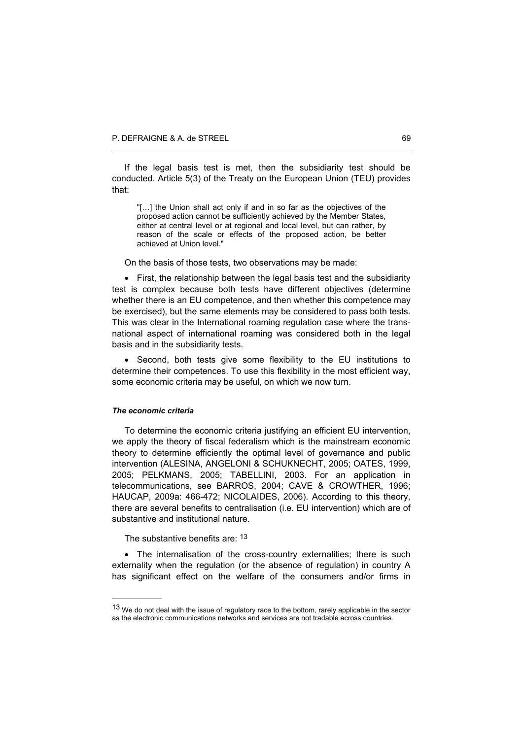If the legal basis test is met, then the subsidiarity test should be conducted. Article 5(3) of the Treaty on the European Union (TEU) provides that:

> "[…] the Union shall act only if and in so far as the objectives of the proposed action cannot be sufficiently achieved by the Member States, either at central level or at regional and local level, but can rather, by reason of the scale or effects of the proposed action, be better achieved at Union level."

On the basis of those tests, two observations may be made:

- First, the relationship between the legal basis test and the subsidiarity test is complex because both tests have different objectives (determine whether there is an EU competence, and then whether this competence may be exercised), but the same elements may be considered to pass both tests. This was clear in the International roaming regulation case where the trans-national aspect of international roaming was considered both in the legal basis and in the subsidiarity tests.

- Second, both tests give some flexibility to the EU institutions to determine their competences. To use this flexibility in the most efficient way, some economic criteria may be useful, on which we now turn.

#### *The economic criteria*

To determine the economic criteria justifying an efficient EU intervention, we apply the theory of fiscal federalism which is the mainstream economic theory to determine efficiently the optimal level of governance and public intervention (ALESINA, ANGELONI & SCHUKNECHT, 2005; OATES, 1999, 2005; PELKMANS, 2005; TABELLINI, 2003. For an application in telecommunications, see BARROS, 2004; CAVE & CROWTHER, 1996; HAUCAP, 2009a: 466-472; NICOLAIDES, 2006). According to this theory, there are several benefits to centralisation (i.e. EU intervention) which are of substantive and institutional nature.

The substantive benefits are: [13]

- The internalisation of the cross-country externalities; there is such externality when the regulation (or the absence of regulation) in country A has significant effect on the welfare of the consumers and/or firms in

---

[13] We do not deal with the issue of regulatory race to the bottom, rarely applicable in the sector as the electronic communications networks and services are not tradable across countries.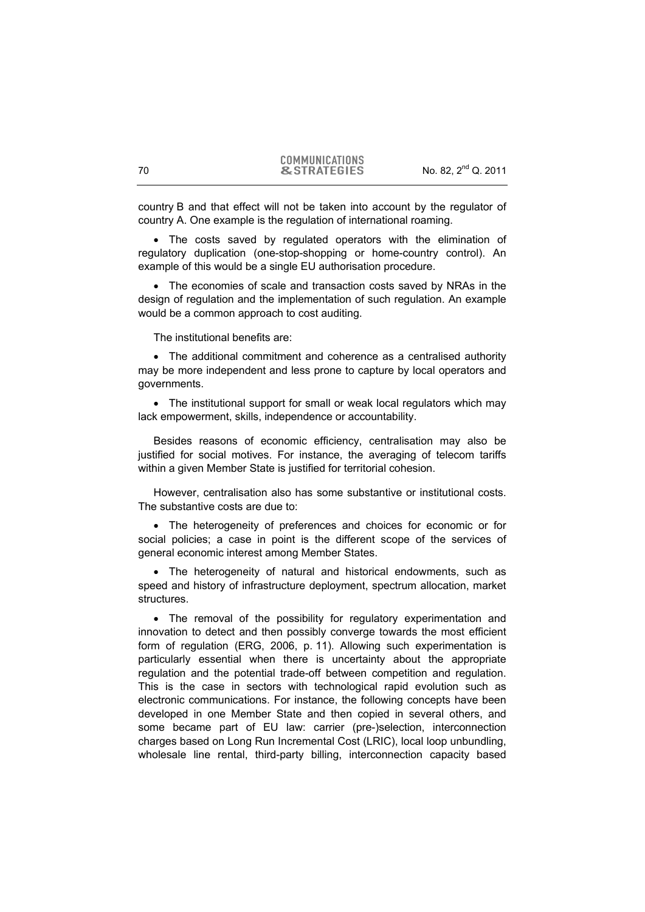country B and that effect will not be taken into account by the regulator of country A. One example is the regulation of international roaming.

- The costs saved by regulated operators with the elimination of regulatory duplication (one-stop-shopping or home-country control). An example of this would be a single EU authorisation procedure.

- The economies of scale and transaction costs saved by NRAs in the design of regulation and the implementation of such regulation. An example would be a common approach to cost auditing.

The institutional benefits are:

- The additional commitment and coherence as a centralised authority may be more independent and less prone to capture by local operators and governments.

- The institutional support for small or weak local regulators which may lack empowerment, skills, independence or accountability.

Besides reasons of economic efficiency, centralisation may also be justified for social motives. For instance, the averaging of telecom tariffs within a given Member State is justified for territorial cohesion.

However, centralisation also has some substantive or institutional costs. The substantive costs are due to:

- The heterogeneity of preferences and choices for economic or for social policies; a case in point is the different scope of the services of general economic interest among Member States.

- The heterogeneity of natural and historical endowments, such as speed and history of infrastructure deployment, spectrum allocation, market structures.

- The removal of the possibility for regulatory experimentation and innovation to detect and then possibly converge towards the most efficient form of regulation (ERG, 2006, p. 11). Allowing such experimentation is particularly essential when there is uncertainty about the appropriate regulation and the potential trade-off between competition and regulation. This is the case in sectors with technological rapid evolution such as electronic communications. For instance, the following concepts have been developed in one Member State and then copied in several others, and some became part of EU law: carrier (pre-)selection, interconnection charges based on Long Run Incremental Cost (LRIC), local loop unbundling, wholesale line rental, third-party billing, interconnection capacity based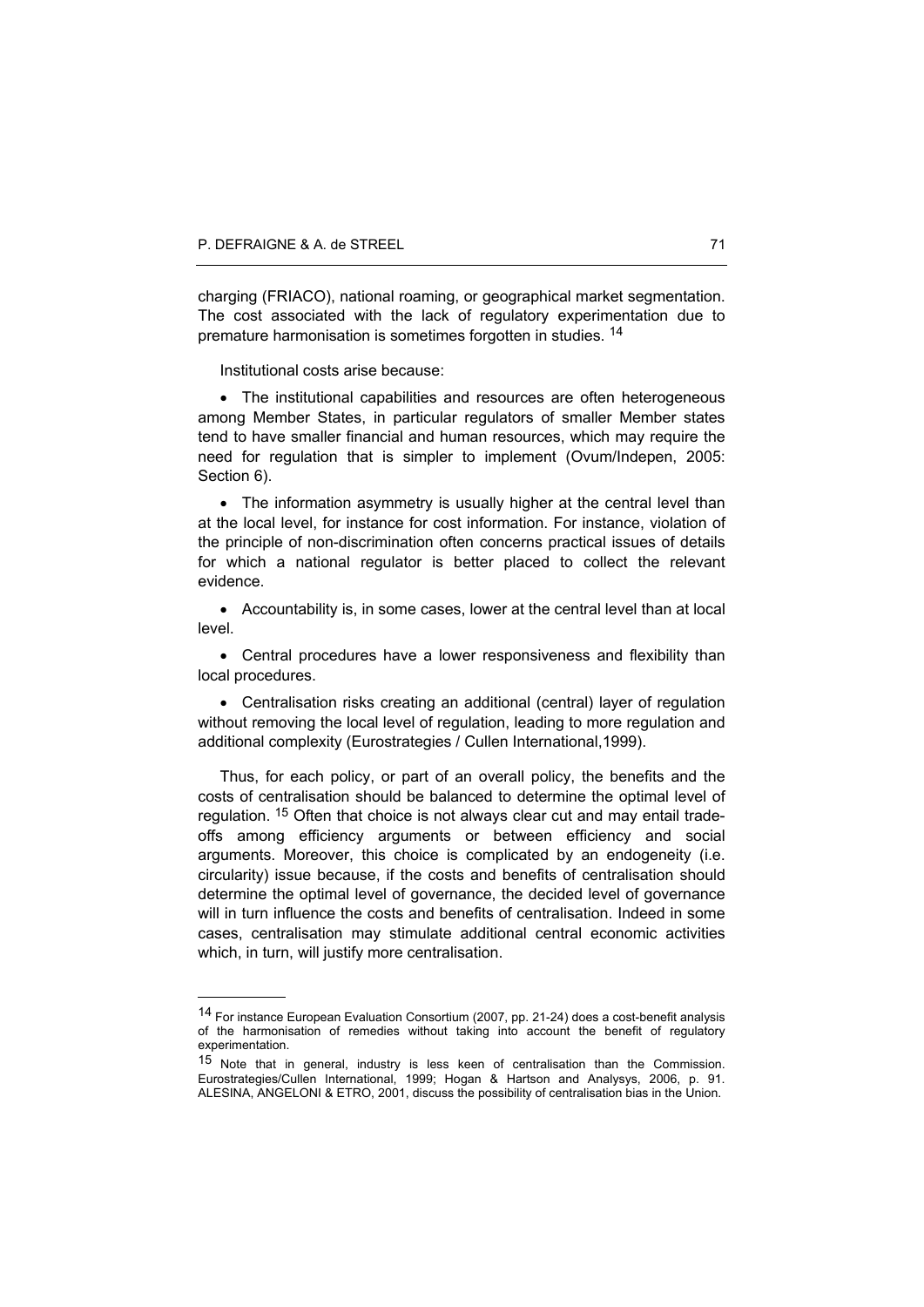charging (FRIACO), national roaming, or geographical market segmentation. The cost associated with the lack of regulatory experimentation due to premature harmonisation is sometimes forgotten in studies. [14]

Institutional costs arise because:

- The institutional capabilities and resources are often heterogeneous among Member States, in particular regulators of smaller Member states tend to have smaller financial and human resources, which may require the need for regulation that is simpler to implement (Ovum/Indepen, 2005: Section 6).

- The information asymmetry is usually higher at the central level than at the local level, for instance for cost information. For instance, violation of the principle of non-discrimination often concerns practical issues of details for which a national regulator is better placed to collect the relevant evidence.

- Accountability is, in some cases, lower at the central level than at local level.

- Central procedures have a lower responsiveness and flexibility than local procedures.

- Centralisation risks creating an additional (central) layer of regulation without removing the local level of regulation, leading to more regulation and additional complexity (Eurostrategies / Cullen International,1999).

Thus, for each policy, or part of an overall policy, the benefits and the costs of centralisation should be balanced to determine the optimal level of regulation. [15] Often that choice is not always clear cut and may entail trade-offs among efficiency arguments or between efficiency and social arguments. Moreover, this choice is complicated by an endogeneity (i.e. circularity) issue because, if the costs and benefits of centralisation should determine the optimal level of governance, the decided level of governance will in turn influence the costs and benefits of centralisation. Indeed in some cases, centralisation may stimulate additional central economic activities which, in turn, will justify more centralisation.

---

[14] For instance European Evaluation Consortium (2007, pp. 21-24) does a cost-benefit analysis of the harmonisation of remedies without taking into account the benefit of regulatory experimentation.

[15] Note that in general, industry is less keen of centralisation than the Commission. Eurostrategies/Cullen International, 1999; Hogan & Hartson and Analysys, 2006, p. 91. ALESINA, ANGELONI & ETRO, 2001, discuss the possibility of centralisation bias in the Union.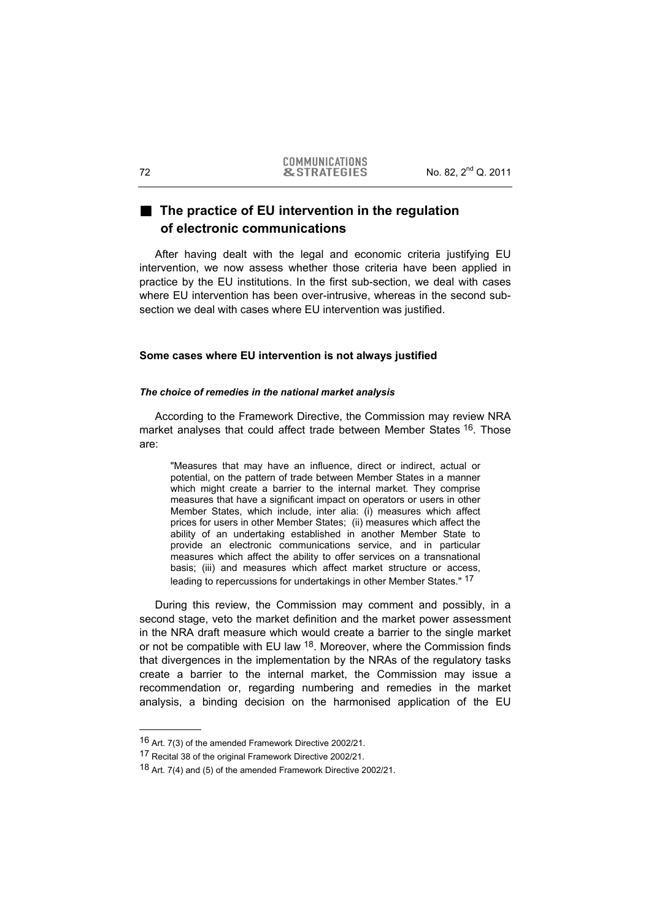## ■ The practice of EU intervention in the regulation of electronic communications

After having dealt with the legal and economic criteria justifying EU intervention, we now assess whether those criteria have been applied in practice by the EU institutions. In the first sub-section, we deal with cases where EU intervention has been over-intrusive, whereas in the second sub-section we deal with cases where EU intervention was justified.

### Some cases where EU intervention is not always justified

#### *The choice of remedies in the national market analysis*

According to the Framework Directive, the Commission may review NRA market analyses that could affect trade between Member States [16]. Those are:

> "Measures that may have an influence, direct or indirect, actual or potential, on the pattern of trade between Member States in a manner which might create a barrier to the internal market. They comprise measures that have a significant impact on operators or users in other Member States, which include, inter alia: (i) measures which affect prices for users in other Member States; (ii) measures which affect the ability of an undertaking established in another Member State to provide an electronic communications service, and in particular measures which affect the ability to offer services on a transnational basis; (iii) and measures which affect market structure or access, leading to repercussions for undertakings in other Member States." [17]

During this review, the Commission may comment and possibly, in a second stage, veto the market definition and the market power assessment in the NRA draft measure which would create a barrier to the single market or not be compatible with EU law [18]. Moreover, where the Commission finds that divergences in the implementation by the NRAs of the regulatory tasks create a barrier to the internal market, the Commission may issue a recommendation or, regarding numbering and remedies in the market analysis, a binding decision on the harmonised application of the EU

---

[16] Art. 7(3) of the amended Framework Directive 2002/21.

[17] Recital 38 of the original Framework Directive 2002/21.

[18] Art. 7(4) and (5) of the amended Framework Directive 2002/21.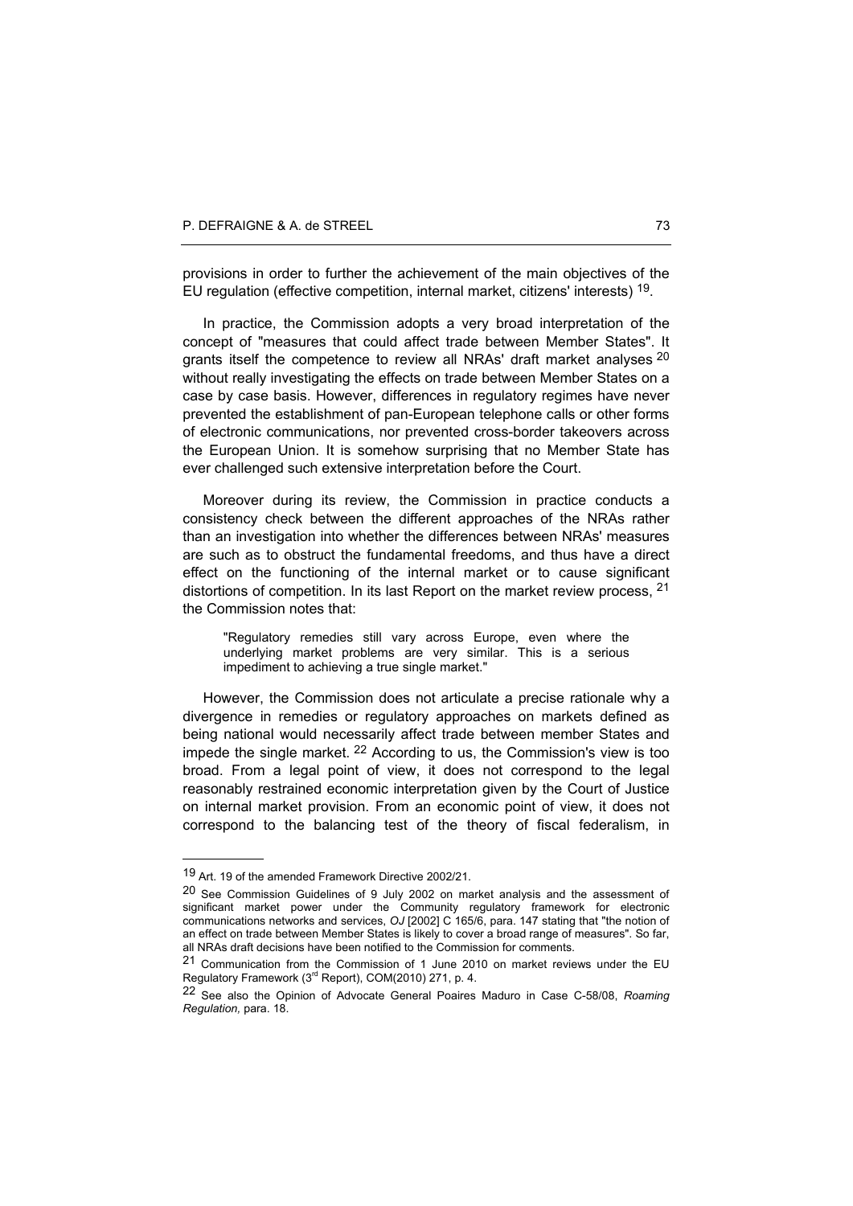provisions in order to further the achievement of the main objectives of the EU regulation (effective competition, internal market, citizens' interests) [19].

In practice, the Commission adopts a very broad interpretation of the concept of "measures that could affect trade between Member States". It grants itself the competence to review all NRAs' draft market analyses [20] without really investigating the effects on trade between Member States on a case by case basis. However, differences in regulatory regimes have never prevented the establishment of pan-European telephone calls or other forms of electronic communications, nor prevented cross-border takeovers across the European Union. It is somehow surprising that no Member State has ever challenged such extensive interpretation before the Court.

Moreover during its review, the Commission in practice conducts a consistency check between the different approaches of the NRAs rather than an investigation into whether the differences between NRAs' measures are such as to obstruct the fundamental freedoms, and thus have a direct effect on the functioning of the internal market or to cause significant distortions of competition. In its last Report on the market review process, [21] the Commission notes that:

> "Regulatory remedies still vary across Europe, even where the underlying market problems are very similar. This is a serious impediment to achieving a true single market."

However, the Commission does not articulate a precise rationale why a divergence in remedies or regulatory approaches on markets defined as being national would necessarily affect trade between member States and impede the single market. [22] According to us, the Commission's view is too broad. From a legal point of view, it does not correspond to the legal reasonably restrained economic interpretation given by the Court of Justice on internal market provision. From an economic point of view, it does not correspond to the balancing test of the theory of fiscal federalism, in

---

[19] Art. 19 of the amended Framework Directive 2002/21.

[20] See Commission Guidelines of 9 July 2002 on market analysis and the assessment of significant market power under the Community regulatory framework for electronic communications networks and services, *OJ* [2002] C 165/6, para. 147 stating that "the notion of an effect on trade between Member States is likely to cover a broad range of measures". So far, all NRAs draft decisions have been notified to the Commission for comments.

[21] Communication from the Commission of 1 June 2010 on market reviews under the EU Regulatory Framework (3rd Report), COM(2010) 271, p. 4.

[22] See also the Opinion of Advocate General Poiares Maduro in Case C-58/08, *Roaming Regulation,* para. 18.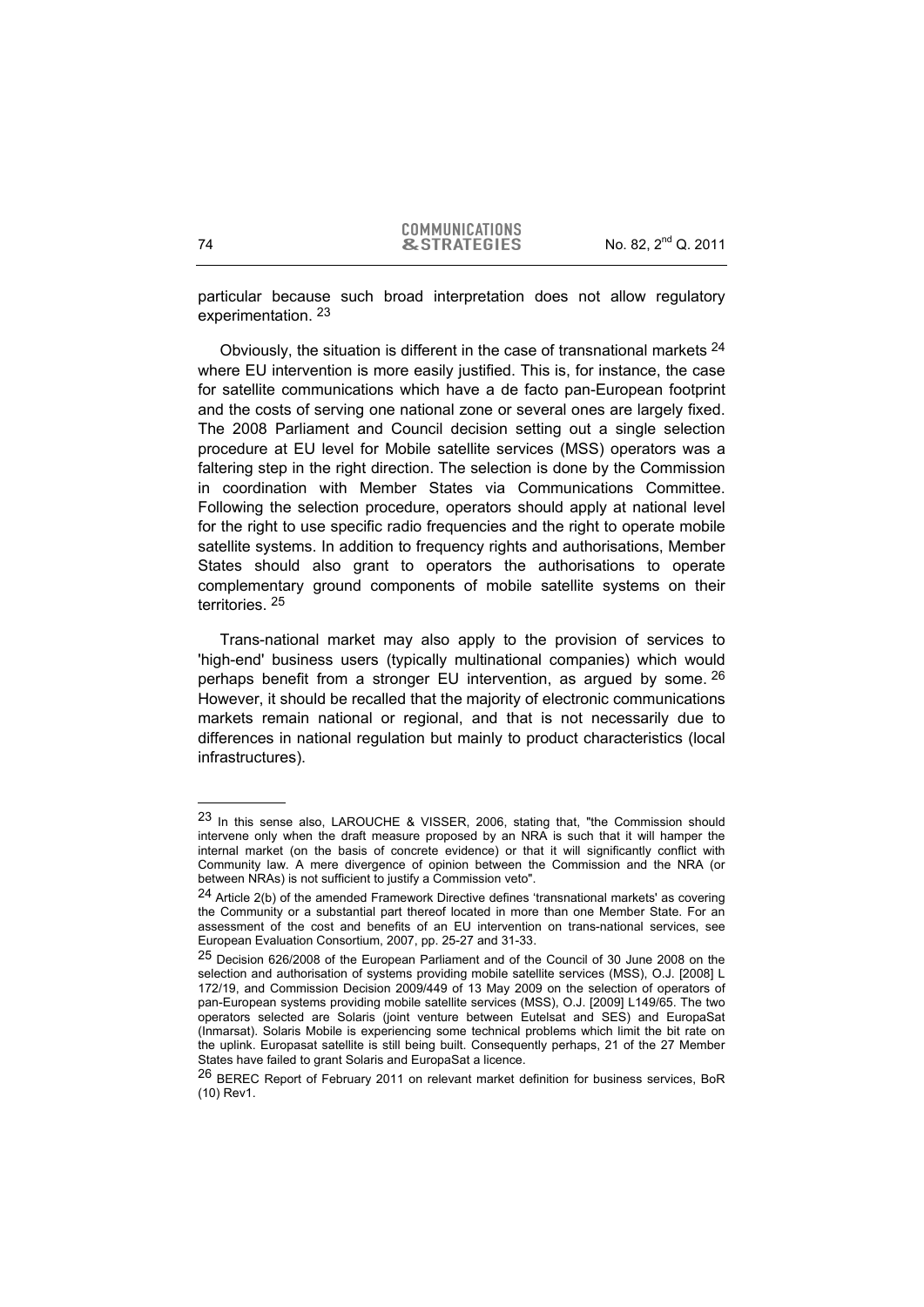particular because such broad interpretation does not allow regulatory experimentation. [23]

Obviously, the situation is different in the case of transnational markets [24] where EU intervention is more easily justified. This is, for instance, the case for satellite communications which have a de facto pan-European footprint and the costs of serving one national zone or several ones are largely fixed. The 2008 Parliament and Council decision setting out a single selection procedure at EU level for Mobile satellite services (MSS) operators was a faltering step in the right direction. The selection is done by the Commission in coordination with Member States via Communications Committee. Following the selection procedure, operators should apply at national level for the right to use specific radio frequencies and the right to operate mobile satellite systems. In addition to frequency rights and authorisations, Member States should also grant to operators the authorisations to operate complementary ground components of mobile satellite systems on their territories. [25]

Trans-national market may also apply to the provision of services to 'high-end' business users (typically multinational companies) which would perhaps benefit from a stronger EU intervention, as argued by some. [26] However, it should be recalled that the majority of electronic communications markets remain national or regional, and that is not necessarily due to differences in national regulation but mainly to product characteristics (local infrastructures).

---

[23] In this sense also, LAROUCHE & VISSER, 2006, stating that, "the Commission should intervene only when the draft measure proposed by an NRA is such that it will hamper the internal market (on the basis of concrete evidence) or that it will significantly conflict with Community law. A mere divergence of opinion between the Commission and the NRA (or between NRAs) is not sufficient to justify a Commission veto".

[24] Article 2(b) of the amended Framework Directive defines 'transnational markets' as covering the Community or a substantial part thereof located in more than one Member State. For an assessment of the cost and benefits of an EU intervention on trans-national services, see European Evaluation Consortium, 2007, pp. 25-27 and 31-33.

[25] Decision 626/2008 of the European Parliament and of the Council of 30 June 2008 on the selection and authorisation of systems providing mobile satellite services (MSS), O.J. [2008] L 172/19, and Commission Decision 2009/449 of 13 May 2009 on the selection of operators of pan-European systems providing mobile satellite services (MSS), O.J. [2009] L149/65. The two operators selected are Solaris (joint venture between Eutelsat and SES) and EuropaSat (Inmarsat). Solaris Mobile is experiencing some technical problems which limit the bit rate on the uplink. Europasat satellite is still being built. Consequently perhaps, 21 of the 27 Member States have failed to grant Solaris and EuropaSat a licence.

[26] BEREC Report of February 2011 on relevant market definition for business services, BoR (10) Rev1.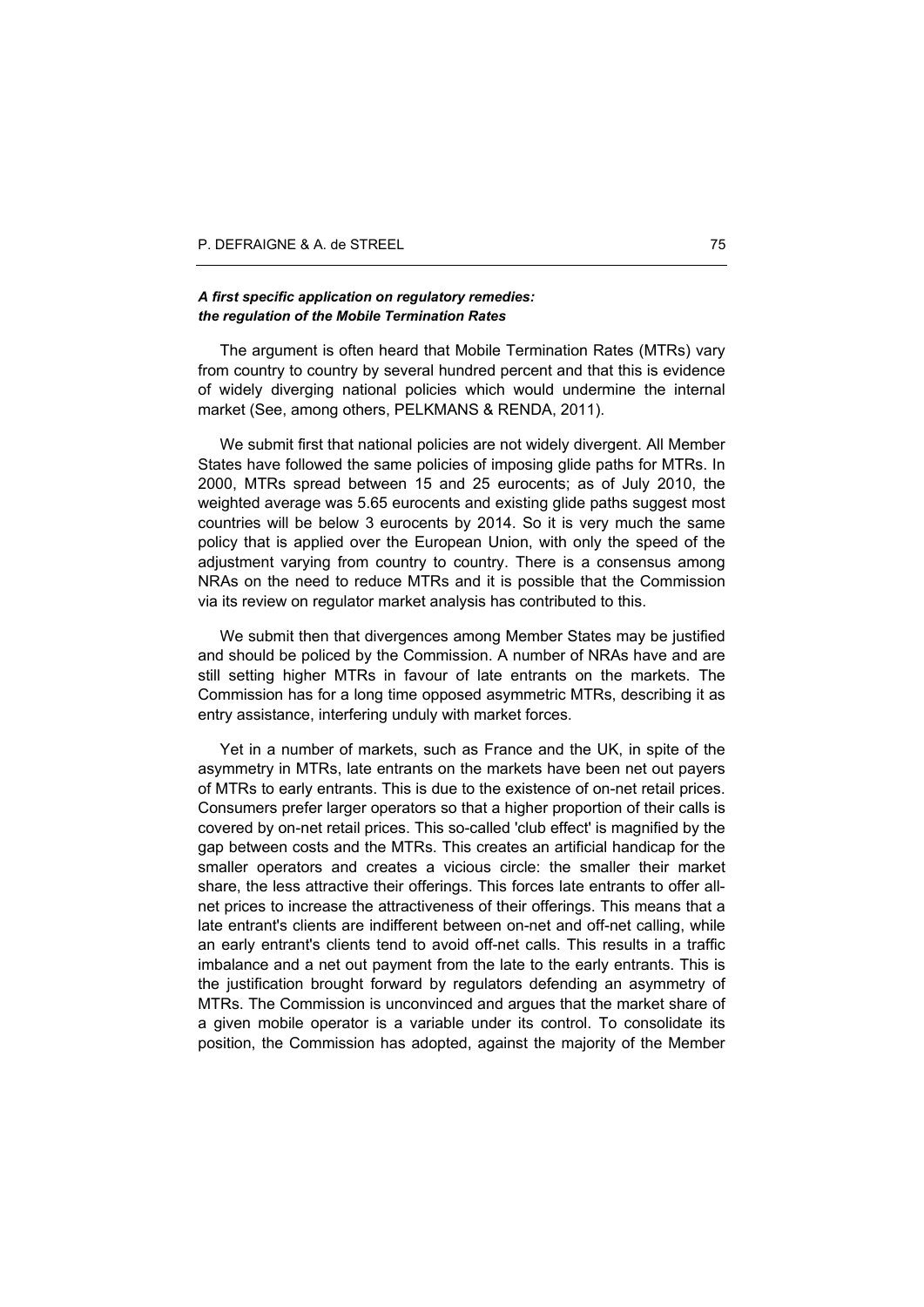***A first specific application on regulatory remedies: the regulation of the Mobile Termination Rates***

The argument is often heard that Mobile Termination Rates (MTRs) vary from country to country by several hundred percent and that this is evidence of widely diverging national policies which would undermine the internal market (See, among others, PELKMANS & RENDA, 2011).

We submit first that national policies are not widely divergent. All Member States have followed the same policies of imposing glide paths for MTRs. In 2000, MTRs spread between 15 and 25 eurocents; as of July 2010, the weighted average was 5.65 eurocents and existing glide paths suggest most countries will be below 3 eurocents by 2014. So it is very much the same policy that is applied over the European Union, with only the speed of the adjustment varying from country to country. There is a consensus among NRAs on the need to reduce MTRs and it is possible that the Commission via its review on regulator market analysis has contributed to this.

We submit then that divergences among Member States may be justified and should be policed by the Commission. A number of NRAs have and are still setting higher MTRs in favour of late entrants on the markets. The Commission has for a long time opposed asymmetric MTRs, describing it as entry assistance, interfering unduly with market forces.

Yet in a number of markets, such as France and the UK, in spite of the asymmetry in MTRs, late entrants on the markets have been net out payers of MTRs to early entrants. This is due to the existence of on-net retail prices. Consumers prefer larger operators so that a higher proportion of their calls is covered by on-net retail prices. This so-called 'club effect' is magnified by the gap between costs and the MTRs. This creates an artificial handicap for the smaller operators and creates a vicious circle: the smaller their market share, the less attractive their offerings. This forces late entrants to offer all-net prices to increase the attractiveness of their offerings. This means that a late entrant's clients are indifferent between on-net and off-net calling, while an early entrant's clients tend to avoid off-net calls. This results in a traffic imbalance and a net out payment from the late to the early entrants. This is the justification brought forward by regulators defending an asymmetry of MTRs. The Commission is unconvinced and argues that the market share of a given mobile operator is a variable under its control. To consolidate its position, the Commission has adopted, against the majority of the Member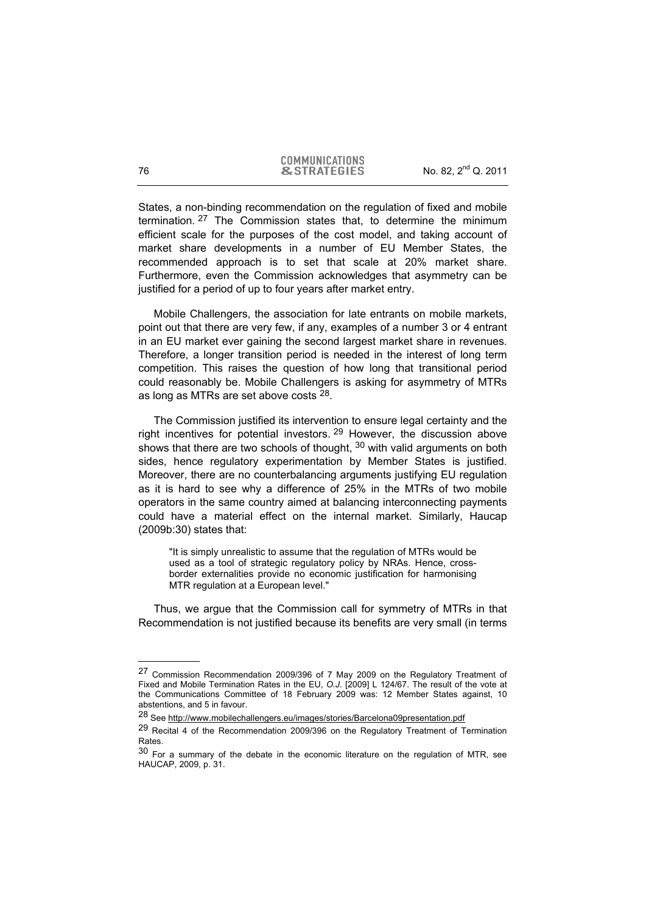States, a non-binding recommendation on the regulation of fixed and mobile termination. [27] The Commission states that, to determine the minimum efficient scale for the purposes of the cost model, and taking account of market share developments in a number of EU Member States, the recommended approach is to set that scale at 20% market share. Furthermore, even the Commission acknowledges that asymmetry can be justified for a period of up to four years after market entry.

Mobile Challengers, the association for late entrants on mobile markets, point out that there are very few, if any, examples of a number 3 or 4 entrant in an EU market ever gaining the second largest market share in revenues. Therefore, a longer transition period is needed in the interest of long term competition. This raises the question of how long that transitional period could reasonably be. Mobile Challengers is asking for asymmetry of MTRs as long as MTRs are set above costs [28].

The Commission justified its intervention to ensure legal certainty and the right incentives for potential investors. [29] However, the discussion above shows that there are two schools of thought, [30] with valid arguments on both sides, hence regulatory experimentation by Member States is justified. Moreover, there are no counterbalancing arguments justifying EU regulation as it is hard to see why a difference of 25% in the MTRs of two mobile operators in the same country aimed at balancing interconnecting payments could have a material effect on the internal market. Similarly, Haucap (2009b:30) states that:

> "It is simply unrealistic to assume that the regulation of MTRs would be used as a tool of strategic regulatory policy by NRAs. Hence, cross-border externalities provide no economic justification for harmonising MTR regulation at a European level."

Thus, we argue that the Commission call for symmetry of MTRs in that Recommendation is not justified because its benefits are very small (in terms

---

[27] Commission Recommendation 2009/396 of 7 May 2009 on the Regulatory Treatment of Fixed and Mobile Termination Rates in the EU, *O.J.* [2009] L 124/67. The result of the vote at the Communications Committee of 18 February 2009 was: 12 Member States against, 10 abstentions, and 5 in favour.

[28] See http://www.mobilechallengers.eu/images/stories/Barcelona09presentation.pdf

[29] Recital 4 of the Recommendation 2009/396 on the Regulatory Treatment of Termination Rates.

[30] For a summary of the debate in the economic literature on the regulation of MTR, see HAUCAP, 2009, p. 31.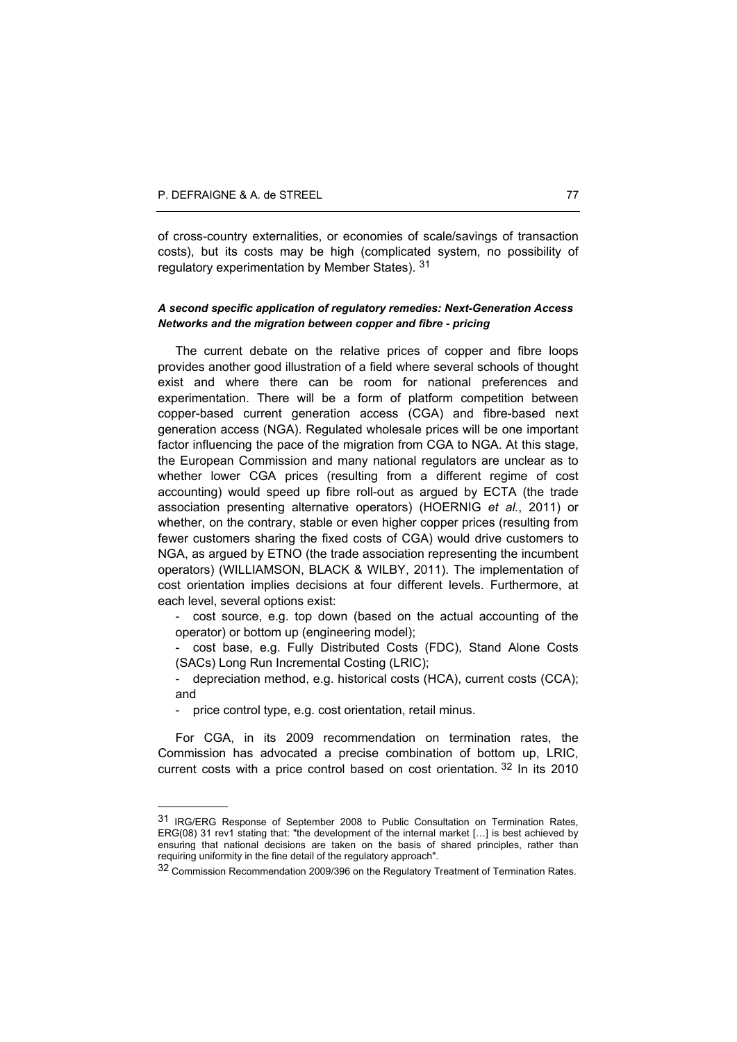of cross-country externalities, or economies of scale/savings of transaction costs), but its costs may be high (complicated system, no possibility of regulatory experimentation by Member States). [31]

***A second specific application of regulatory remedies: Next-Generation Access Networks and the migration between copper and fibre - pricing***

The current debate on the relative prices of copper and fibre loops provides another good illustration of a field where several schools of thought exist and where there can be room for national preferences and experimentation. There will be a form of platform competition between copper-based current generation access (CGA) and fibre-based next generation access (NGA). Regulated wholesale prices will be one important factor influencing the pace of the migration from CGA to NGA. At this stage, the European Commission and many national regulators are unclear as to whether lower CGA prices (resulting from a different regime of cost accounting) would speed up fibre roll-out as argued by ECTA (the trade association presenting alternative operators) (HOERNIG *et al.*, 2011) or whether, on the contrary, stable or even higher copper prices (resulting from fewer customers sharing the fixed costs of CGA) would drive customers to NGA, as argued by ETNO (the trade association representing the incumbent operators) (WILLIAMSON, BLACK & WILBY, 2011). The implementation of cost orientation implies decisions at four different levels. Furthermore, at each level, several options exist:

- cost source, e.g. top down (based on the actual accounting of the operator) or bottom up (engineering model);
- cost base, e.g. Fully Distributed Costs (FDC), Stand Alone Costs (SACs) Long Run Incremental Costing (LRIC);
- depreciation method, e.g. historical costs (HCA), current costs (CCA); and
- price control type, e.g. cost orientation, retail minus.

For CGA, in its 2009 recommendation on termination rates, the Commission has advocated a precise combination of bottom up, LRIC, current costs with a price control based on cost orientation. [32] In its 2010

---

[31] IRG/ERG Response of September 2008 to Public Consultation on Termination Rates, ERG(08) 31 rev1 stating that: "the development of the internal market […] is best achieved by ensuring that national decisions are taken on the basis of shared principles, rather than requiring uniformity in the fine detail of the regulatory approach".

[32] Commission Recommendation 2009/396 on the Regulatory Treatment of Termination Rates.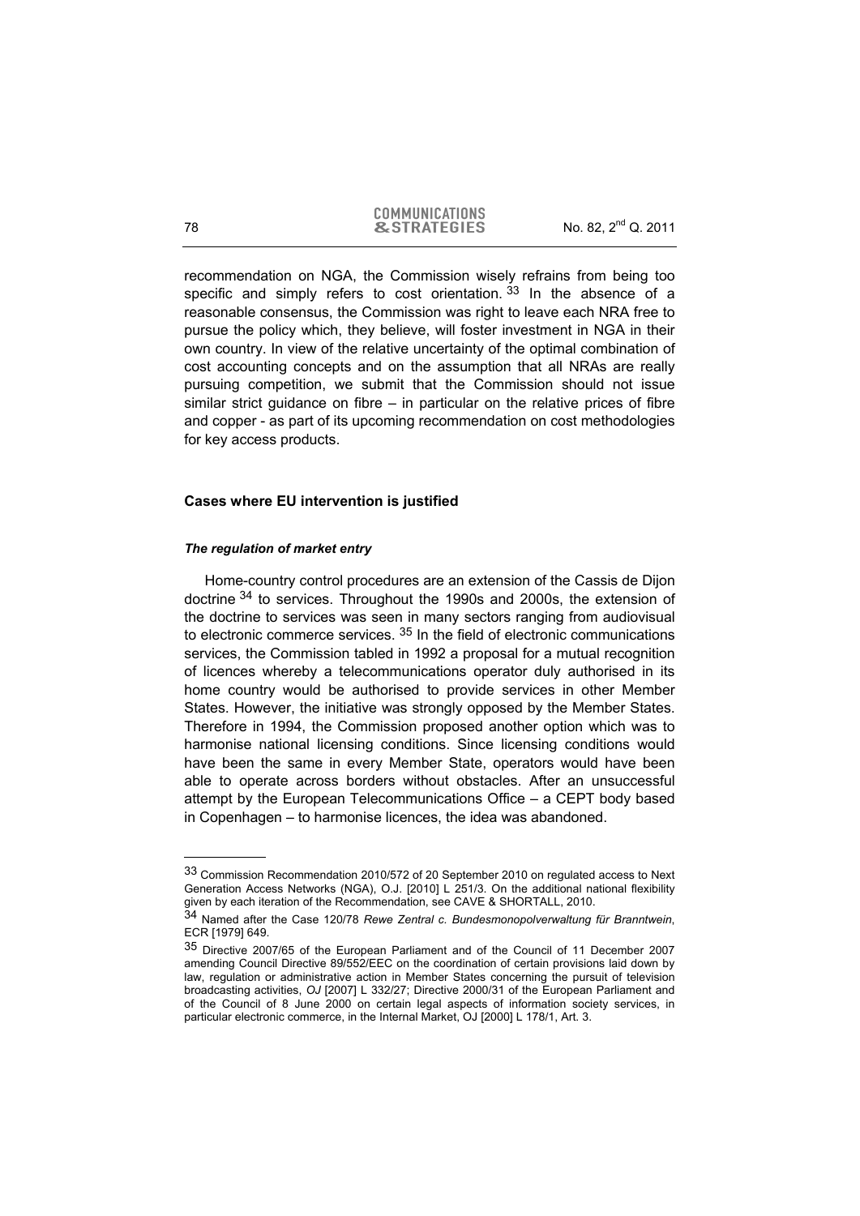recommendation on NGA, the Commission wisely refrains from being too specific and simply refers to cost orientation. [33] In the absence of a reasonable consensus, the Commission was right to leave each NRA free to pursue the policy which, they believe, will foster investment in NGA in their own country. In view of the relative uncertainty of the optimal combination of cost accounting concepts and on the assumption that all NRAs are really pursuing competition, we submit that the Commission should not issue similar strict guidance on fibre – in particular on the relative prices of fibre and copper - as part of its upcoming recommendation on cost methodologies for key access products.

## Cases where EU intervention is justified

### *The regulation of market entry*

Home-country control procedures are an extension of the Cassis de Dijon doctrine [34] to services. Throughout the 1990s and 2000s, the extension of the doctrine to services was seen in many sectors ranging from audiovisual to electronic commerce services. [35] In the field of electronic communications services, the Commission tabled in 1992 a proposal for a mutual recognition of licences whereby a telecommunications operator duly authorised in its home country would be authorised to provide services in other Member States. However, the initiative was strongly opposed by the Member States. Therefore in 1994, the Commission proposed another option which was to harmonise national licensing conditions. Since licensing conditions would have been the same in every Member State, operators would have been able to operate across borders without obstacles. After an unsuccessful attempt by the European Telecommunications Office – a CEPT body based in Copenhagen – to harmonise licences, the idea was abandoned.

---

[33] Commission Recommendation 2010/572 of 20 September 2010 on regulated access to Next Generation Access Networks (NGA), O.J. [2010] L 251/3. On the additional national flexibility given by each iteration of the Recommendation, see CAVE & SHORTALL, 2010.

[34] Named after the Case 120/78 *Rewe Zentral c. Bundesmonopolverwaltung für Branntwein*, ECR [1979] 649.

[35] Directive 2007/65 of the European Parliament and of the Council of 11 December 2007 amending Council Directive 89/552/EEC on the coordination of certain provisions laid down by law, regulation or administrative action in Member States concerning the pursuit of television broadcasting activities, *OJ* [2007] L 332/27; Directive 2000/31 of the European Parliament and of the Council of 8 June 2000 on certain legal aspects of information society services, in particular electronic commerce, in the Internal Market, OJ [2000] L 178/1, Art. 3.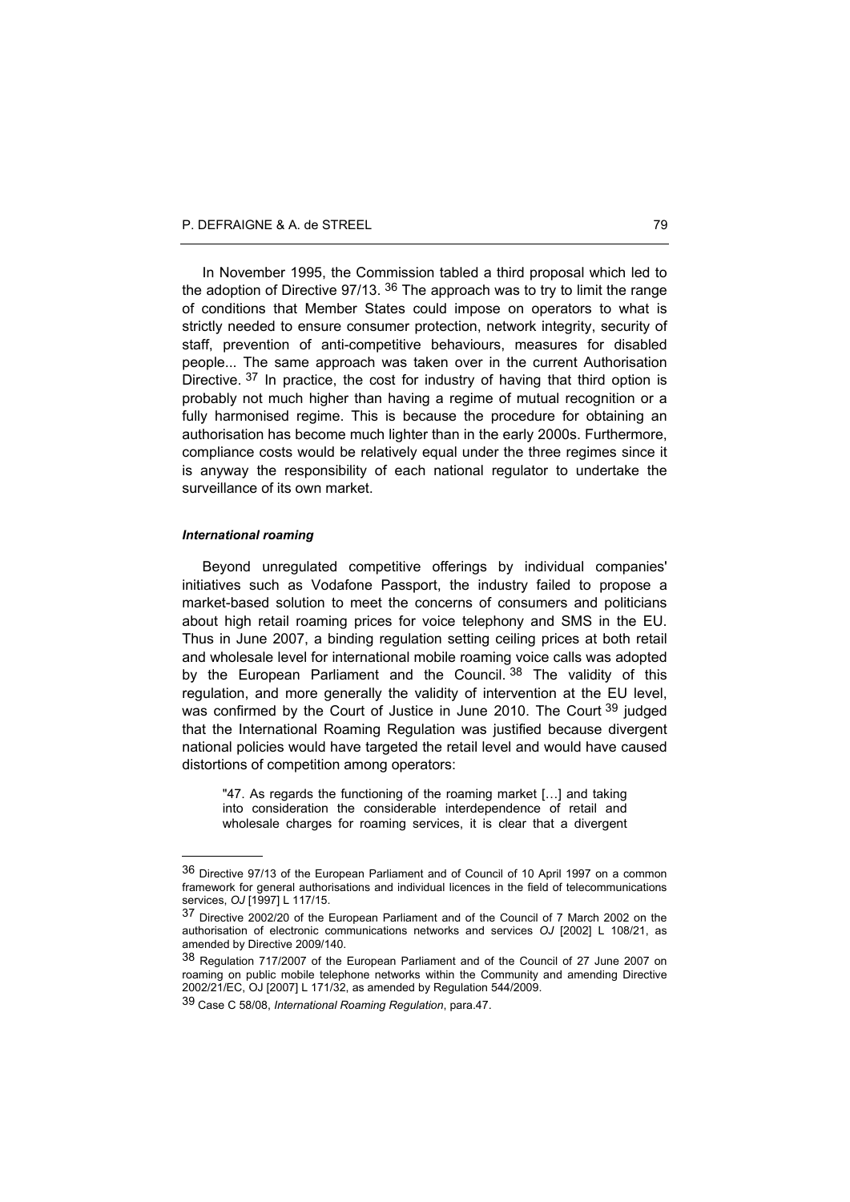In November 1995, the Commission tabled a third proposal which led to the adoption of Directive 97/13. [36] The approach was to try to limit the range of conditions that Member States could impose on operators to what is strictly needed to ensure consumer protection, network integrity, security of staff, prevention of anti-competitive behaviours, measures for disabled people... The same approach was taken over in the current Authorisation Directive. [37] In practice, the cost for industry of having that third option is probably not much higher than having a regime of mutual recognition or a fully harmonised regime. This is because the procedure for obtaining an authorisation has become much lighter than in the early 2000s. Furthermore, compliance costs would be relatively equal under the three regimes since it is anyway the responsibility of each national regulator to undertake the surveillance of its own market.

***International roaming***

Beyond unregulated competitive offerings by individual companies' initiatives such as Vodafone Passport, the industry failed to propose a market-based solution to meet the concerns of consumers and politicians about high retail roaming prices for voice telephony and SMS in the EU. Thus in June 2007, a binding regulation setting ceiling prices at both retail and wholesale level for international mobile roaming voice calls was adopted by the European Parliament and the Council. [38] The validity of this regulation, and more generally the validity of intervention at the EU level, was confirmed by the Court of Justice in June 2010. The Court [39] judged that the International Roaming Regulation was justified because divergent national policies would have targeted the retail level and would have caused distortions of competition among operators:

> "47. As regards the functioning of the roaming market […] and taking into consideration the considerable interdependence of retail and wholesale charges for roaming services, it is clear that a divergent

---

[36] Directive 97/13 of the European Parliament and of Council of 10 April 1997 on a common framework for general authorisations and individual licences in the field of telecommunications services, *OJ* [1997] L 117/15.

[37] Directive 2002/20 of the European Parliament and of the Council of 7 March 2002 on the authorisation of electronic communications networks and services *OJ* [2002] L 108/21, as amended by Directive 2009/140.

[38] Regulation 717/2007 of the European Parliament and of the Council of 27 June 2007 on roaming on public mobile telephone networks within the Community and amending Directive 2002/21/EC, OJ [2007] L 171/32, as amended by Regulation 544/2009.

[39] Case C 58/08, *International Roaming Regulation*, para.47.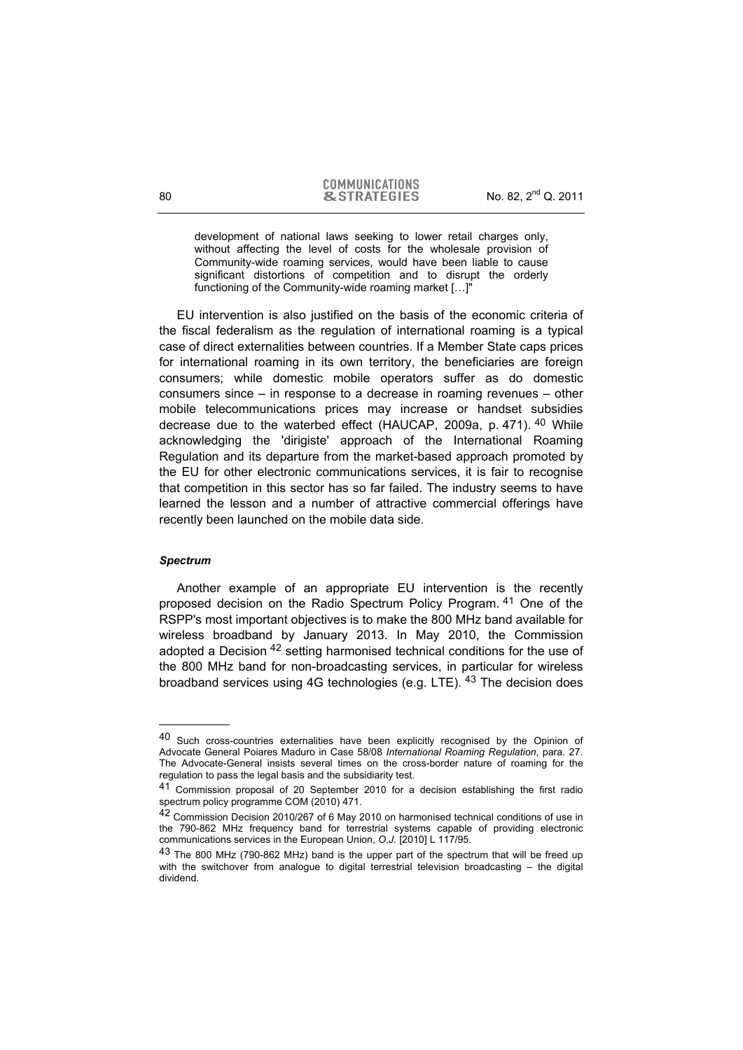development of national laws seeking to lower retail charges only, without affecting the level of costs for the wholesale provision of Community-wide roaming services, would have been liable to cause significant distortions of competition and to disrupt the orderly functioning of the Community-wide roaming market […]"

EU intervention is also justified on the basis of the economic criteria of the fiscal federalism as the regulation of international roaming is a typical case of direct externalities between countries. If a Member State caps prices for international roaming in its own territory, the beneficiaries are foreign consumers; while domestic mobile operators suffer as do domestic consumers since – in response to a decrease in roaming revenues – other mobile telecommunications prices may increase or handset subsidies decrease due to the waterbed effect (HAUCAP, 2009a, p. 471). [40] While acknowledging the 'dirigiste' approach of the International Roaming Regulation and its departure from the market-based approach promoted by the EU for other electronic communications services, it is fair to recognise that competition in this sector has so far failed. The industry seems to have learned the lesson and a number of attractive commercial offerings have recently been launched on the mobile data side.

***Spectrum***

Another example of an appropriate EU intervention is the recently proposed decision on the Radio Spectrum Policy Program. [41] One of the RSPP's most important objectives is to make the 800 MHz band available for wireless broadband by January 2013. In May 2010, the Commission adopted a Decision [42] setting harmonised technical conditions for the use of the 800 MHz band for non-broadcasting services, in particular for wireless broadband services using 4G technologies (e.g. LTE). [43] The decision does

---

[40] Such cross-countries externalities have been explicitly recognised by the Opinion of Advocate General Poiares Maduro in Case 58/08 *International Roaming Regulation*, para. 27. The Advocate-General insists several times on the cross-border nature of roaming for the regulation to pass the legal basis and the subsidiarity test.

[41] Commission proposal of 20 September 2010 for a decision establishing the first radio spectrum policy programme COM (2010) 471.

[42] Commission Decision 2010/267 of 6 May 2010 on harmonised technical conditions of use in the 790-862 MHz frequency band for terrestrial systems capable of providing electronic communications services in the European Union, *O.J.* [2010] L 117/95.

[43] The 800 MHz (790-862 MHz) band is the upper part of the spectrum that will be freed up with the switchover from analogue to digital terrestrial television broadcasting – the digital dividend.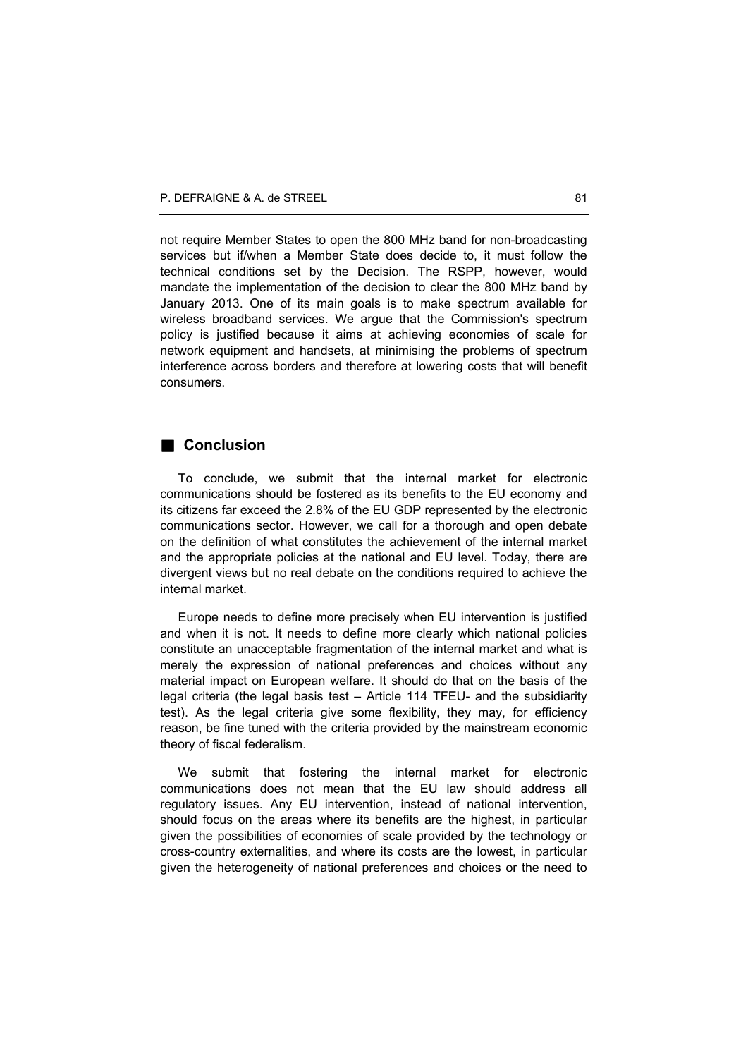not require Member States to open the 800 MHz band for non-broadcasting services but if/when a Member State does decide to, it must follow the technical conditions set by the Decision. The RSPP, however, would mandate the implementation of the decision to clear the 800 MHz band by January 2013. One of its main goals is to make spectrum available for wireless broadband services. We argue that the Commission's spectrum policy is justified because it aims at achieving economies of scale for network equipment and handsets, at minimising the problems of spectrum interference across borders and therefore at lowering costs that will benefit consumers.

## Conclusion

To conclude, we submit that the internal market for electronic communications should be fostered as its benefits to the EU economy and its citizens far exceed the 2.8% of the EU GDP represented by the electronic communications sector. However, we call for a thorough and open debate on the definition of what constitutes the achievement of the internal market and the appropriate policies at the national and EU level. Today, there are divergent views but no real debate on the conditions required to achieve the internal market.

Europe needs to define more precisely when EU intervention is justified and when it is not. It needs to define more clearly which national policies constitute an unacceptable fragmentation of the internal market and what is merely the expression of national preferences and choices without any material impact on European welfare. It should do that on the basis of the legal criteria (the legal basis test – Article 114 TFEU- and the subsidiarity test). As the legal criteria give some flexibility, they may, for efficiency reason, be fine tuned with the criteria provided by the mainstream economic theory of fiscal federalism.

We submit that fostering the internal market for electronic communications does not mean that the EU law should address all regulatory issues. Any EU intervention, instead of national intervention, should focus on the areas where its benefits are the highest, in particular given the possibilities of economies of scale provided by the technology or cross-country externalities, and where its costs are the lowest, in particular given the heterogeneity of national preferences and choices or the need to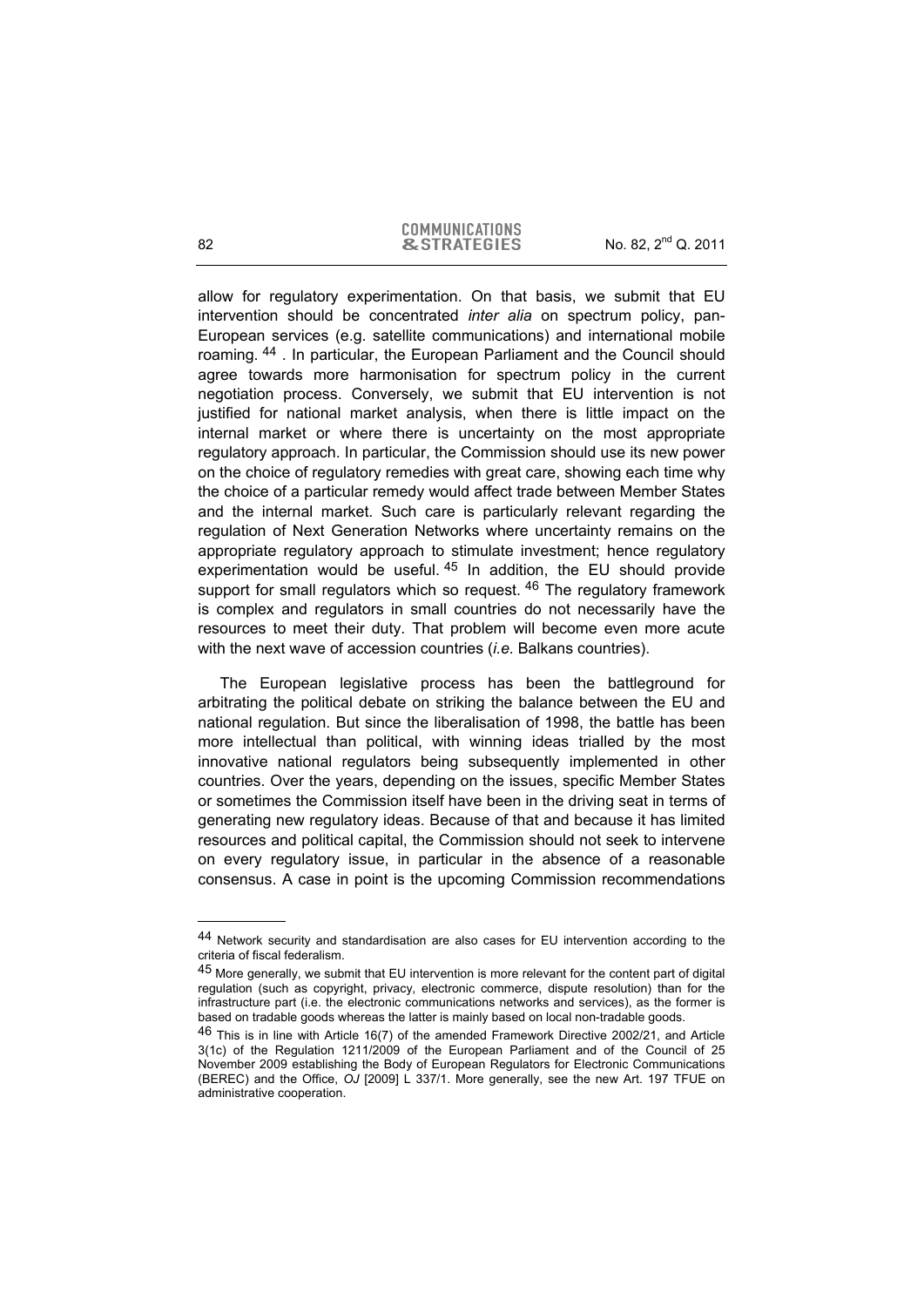allow for regulatory experimentation. On that basis, we submit that EU intervention should be concentrated *inter alia* on spectrum policy, pan-European services (e.g. satellite communications) and international mobile roaming. [44] . In particular, the European Parliament and the Council should agree towards more harmonisation for spectrum policy in the current negotiation process. Conversely, we submit that EU intervention is not justified for national market analysis, when there is little impact on the internal market or where there is uncertainty on the most appropriate regulatory approach. In particular, the Commission should use its new power on the choice of regulatory remedies with great care, showing each time why the choice of a particular remedy would affect trade between Member States and the internal market. Such care is particularly relevant regarding the regulation of Next Generation Networks where uncertainty remains on the appropriate regulatory approach to stimulate investment; hence regulatory experimentation would be useful. [45] In addition, the EU should provide support for small regulators which so request. [46] The regulatory framework is complex and regulators in small countries do not necessarily have the resources to meet their duty. That problem will become even more acute with the next wave of accession countries (*i.e.* Balkans countries).

The European legislative process has been the battleground for arbitrating the political debate on striking the balance between the EU and national regulation. But since the liberalisation of 1998, the battle has been more intellectual than political, with winning ideas trialled by the most innovative national regulators being subsequently implemented in other countries. Over the years, depending on the issues, specific Member States or sometimes the Commission itself have been in the driving seat in terms of generating new regulatory ideas. Because of that and because it has limited resources and political capital, the Commission should not seek to intervene on every regulatory issue, in particular in the absence of a reasonable consensus. A case in point is the upcoming Commission recommendations

---

[44] Network security and standardisation are also cases for EU intervention according to the criteria of fiscal federalism.

[45] More generally, we submit that EU intervention is more relevant for the content part of digital regulation (such as copyright, privacy, electronic commerce, dispute resolution) than for the infrastructure part (i.e. the electronic communications networks and services), as the former is based on tradable goods whereas the latter is mainly based on local non-tradable goods.

[46] This is in line with Article 16(7) of the amended Framework Directive 2002/21, and Article 3(1c) of the Regulation 1211/2009 of the European Parliament and of the Council of 25 November 2009 establishing the Body of European Regulators for Electronic Communications (BEREC) and the Office, *OJ* [2009] L 337/1. More generally, see the new Art. 197 TFUE on administrative cooperation.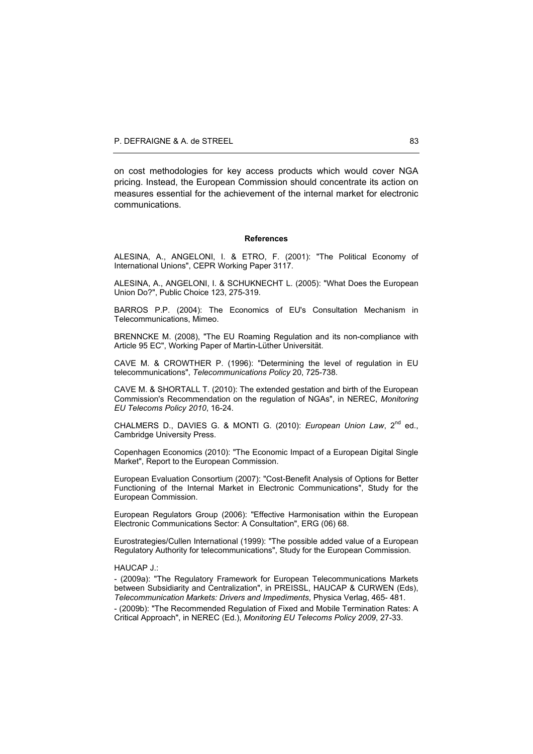on cost methodologies for key access products which would cover NGA pricing. Instead, the European Commission should concentrate its action on measures essential for the achievement of the internal market for electronic communications.

#### References

ALESINA, A., ANGELONI, I. & ETRO, F. (2001): "The Political Economy of International Unions", CEPR Working Paper 3117.

ALESINA, A., ANGELONI, I. & SCHUKNECHT L. (2005): "What Does the European Union Do?", Public Choice 123, 275-319.

BARROS P.P. (2004): The Economics of EU's Consultation Mechanism in Telecommunications, Mimeo.

BRENNCKE M. (2008), "The EU Roaming Regulation and its non-compliance with Article 95 EC", Working Paper of Martin-Lüther Universität.

CAVE M. & CROWTHER P. (1996): "Determining the level of regulation in EU telecommunications", *Telecommunications Policy* 20, 725-738.

CAVE M. & SHORTALL T. (2010): The extended gestation and birth of the European Commission's Recommendation on the regulation of NGAs", in NEREC, *Monitoring EU Telecoms Policy 2010*, 16-24.

CHALMERS D., DAVIES G. & MONTI G. (2010): *European Union Law*, 2nd ed., Cambridge University Press.

Copenhagen Economics (2010): "The Economic Impact of a European Digital Single Market", Report to the European Commission.

European Evaluation Consortium (2007): "Cost-Benefit Analysis of Options for Better Functioning of the Internal Market in Electronic Communications", Study for the European Commission.

European Regulators Group (2006): "Effective Harmonisation within the European Electronic Communications Sector: A Consultation", ERG (06) 68.

Eurostrategies/Cullen International (1999): "The possible added value of a European Regulatory Authority for telecommunications", Study for the European Commission.

HAUCAP J.:

- (2009a): "The Regulatory Framework for European Telecommunications Markets between Subsidiarity and Centralization", in PREISSL, HAUCAP & CURWEN (Eds), *Telecommunication Markets: Drivers and Impediments*, Physica Verlag, 465- 481.
- (2009b): "The Recommended Regulation of Fixed and Mobile Termination Rates: A Critical Approach", in NEREC (Ed.), *Monitoring EU Telecoms Policy 2009*, 27-33.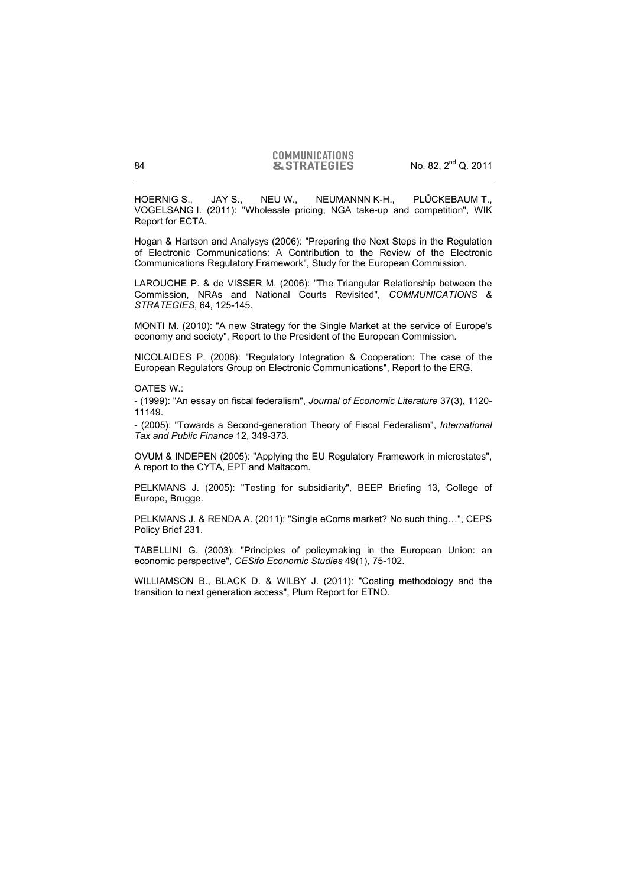HOERNIG S., JAY S., NEU W., NEUMANNN K-H., PLÜCKEBAUM T., VOGELSANG I. (2011): "Wholesale pricing, NGA take-up and competition", WIK Report for ECTA.

Hogan & Hartson and Analysys (2006): "Preparing the Next Steps in the Regulation of Electronic Communications: A Contribution to the Review of the Electronic Communications Regulatory Framework", Study for the European Commission.

LAROUCHE P. & de VISSER M. (2006): "The Triangular Relationship between the Commission, NRAs and National Courts Revisited", *COMMUNICATIONS & STRATEGIES*, 64, 125-145.

MONTI M. (2010): "A new Strategy for the Single Market at the service of Europe's economy and society", Report to the President of the European Commission.

NICOLAIDES P. (2006): "Regulatory Integration & Cooperation: The case of the European Regulators Group on Electronic Communications", Report to the ERG.

OATES W.:

- (1999): "An essay on fiscal federalism", *Journal of Economic Literature* 37(3), 1120-11149.
- (2005): "Towards a Second-generation Theory of Fiscal Federalism", *International Tax and Public Finance* 12, 349-373.

OVUM & INDEPEN (2005): "Applying the EU Regulatory Framework in microstates", A report to the CYTA, EPT and Maltacom.

PELKMANS J. (2005): "Testing for subsidiarity", BEEP Briefing 13, College of Europe, Brugge.

PELKMANS J. & RENDA A. (2011): "Single eComs market? No such thing…", CEPS Policy Brief 231.

TABELLINI G. (2003): "Principles of policymaking in the European Union: an economic perspective", *CESifo Economic Studies* 49(1), 75-102.

WILLIAMSON B., BLACK D. & WILBY J. (2011): "Costing methodology and the transition to next generation access", Plum Report for ETNO.